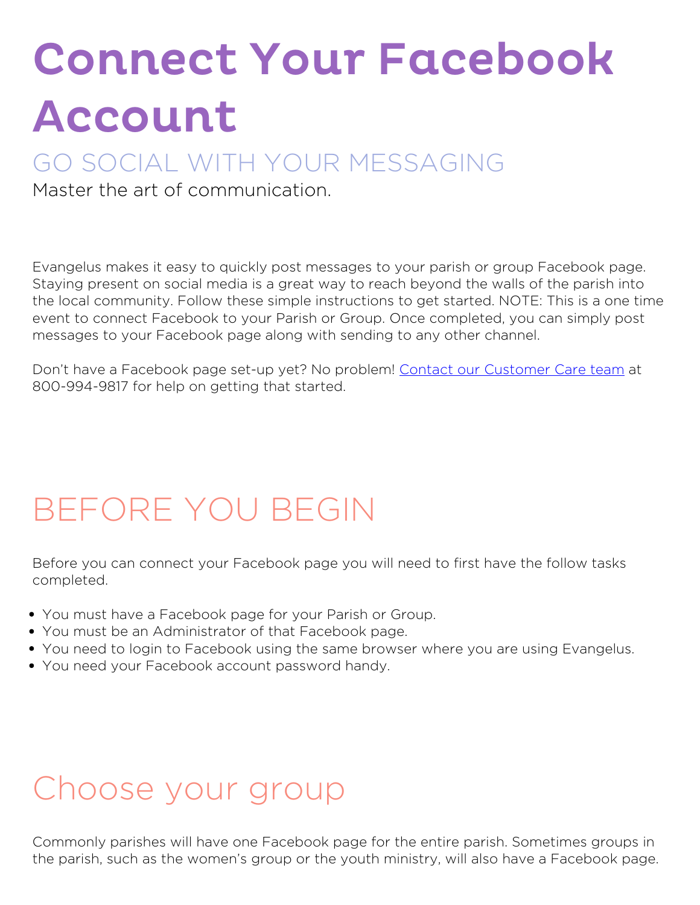# Connect Your Facebook Account

## GO SOCIAL WITH YOUR MESSAGING

Master the art of communication.

Evangelus makes it easy to quickly post messages to your parish or group Facebook page. Staying present on social media is a great way to reach beyond the walls of the parish into the local community. Follow these simple instructions to get started. NOTE: This is a one time event to connect Facebook to your Parish or Group. Once completed, you can simply post messages to your Facebook page along with sending to any other channel.

Don't have a Facebook page set-up yet? No problem! Contact our Customer Care team at 800-994-9817 for help on getting that started.

## BEFORE YOU BEGIN

Before you can connect your Facebook page you will need to first have the follow tasks completed.

- You must have a Facebook page for your Parish or Group.
- You must be an Administrator of that Facebook page.
- You need to login to Facebook using the same browser where you are using Evangelus.
- You need your Facebook account password handy.

## Choose your group

Commonly parishes will have one Facebook page for the entire parish. Sometimes groups in the parish, such as the women's group or the youth ministry, will also have a Facebook page.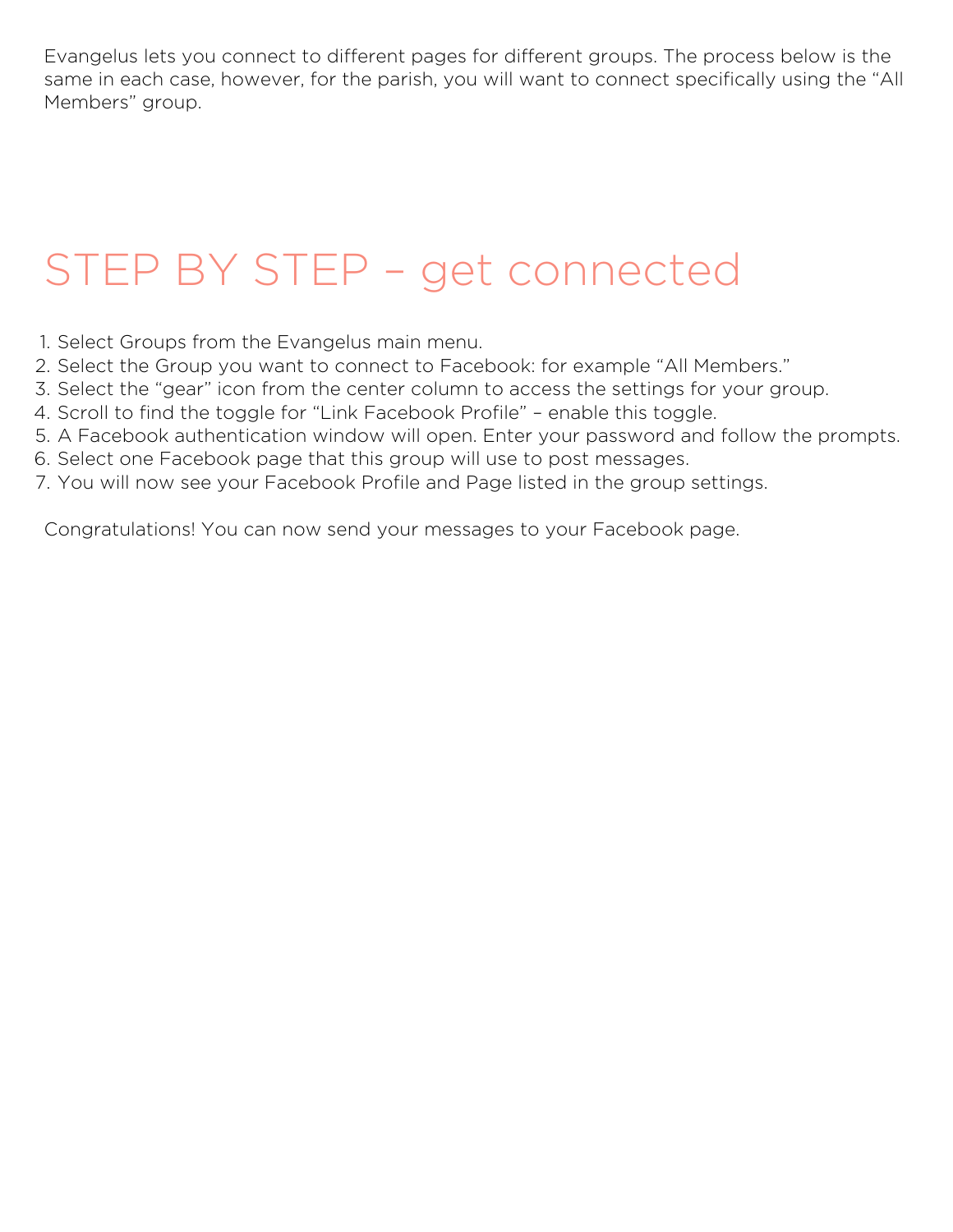Evangelus lets you connect to different pages for different groups. The process below is the same in each case, however, for the parish, you will want to connect specifically using the “All Members” group.

# STEP BY STEP – get connected

1. Select Groups from the Evangelus main menu.
2. Select the Group you want to connect to Facebook: for example “All Members.”
3. Select the “gear” icon from the center column to access the settings for your group.
4. Scroll to find the toggle for “Link Facebook Profile” – enable this toggle.
5. A Facebook authentication window will open. Enter your password and follow the prompts.
6. Select one Facebook page that this group will use to post messages.
7. You will now see your Facebook Profile and Page listed in the group settings.

Congratulations! You can now send your messages to your Facebook page.